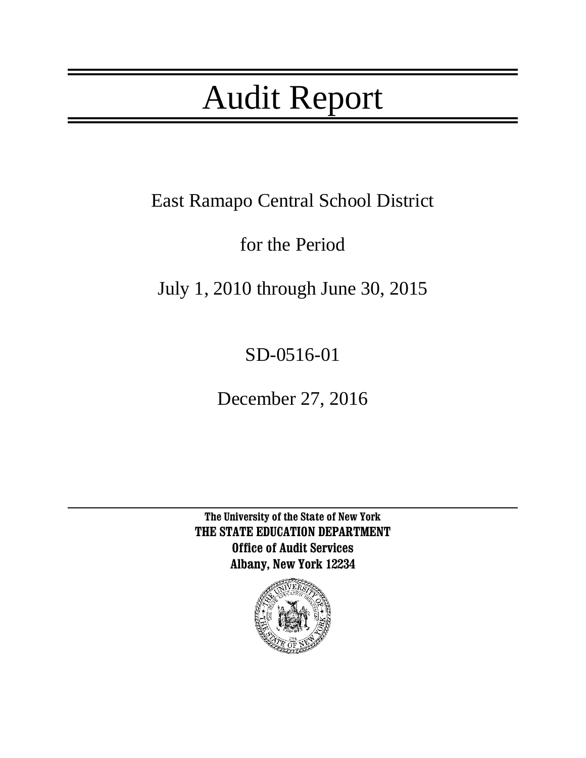# Audit Report

East Ramapo Central School District

for the Period

July 1, 2010 through June 30, 2015

SD-0516-01

December 27, 2016

---

**The University of the State of New York**
**THE STATE EDUCATION DEPARTMENT**
**Office of Audit Services**
**Albany, New York 12234**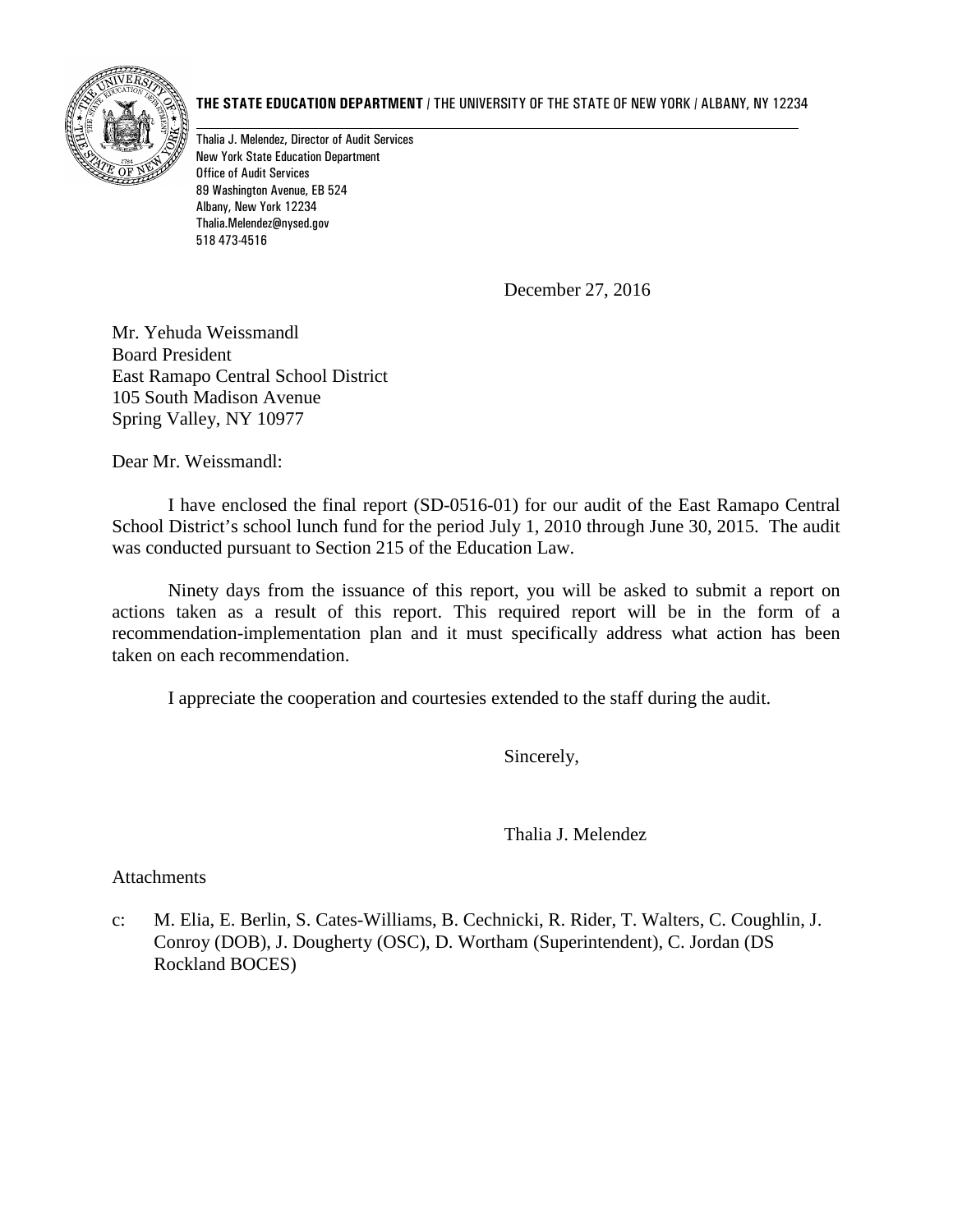**THE STATE EDUCATION DEPARTMENT** / THE UNIVERSITY OF THE STATE OF NEW YORK / ALBANY, NY 12234

Thalia J. Melendez, Director of Audit Services
New York State Education Department
Office of Audit Services
89 Washington Avenue, EB 524
Albany, New York 12234
Thalia.Melendez@nysed.gov
518 473-4516

December 27, 2016

Mr. Yehuda Weissmandl
Board President
East Ramapo Central School District
105 South Madison Avenue
Spring Valley, NY 10977

Dear Mr. Weissmandl:

I have enclosed the final report (SD-0516-01) for our audit of the East Ramapo Central School District's school lunch fund for the period July 1, 2010 through June 30, 2015. The audit was conducted pursuant to Section 215 of the Education Law.

Ninety days from the issuance of this report, you will be asked to submit a report on actions taken as a result of this report. This required report will be in the form of a recommendation-implementation plan and it must specifically address what action has been taken on each recommendation.

I appreciate the cooperation and courtesies extended to the staff during the audit.

Sincerely,

Thalia J. Melendez

Attachments

c: M. Elia, E. Berlin, S. Cates-Williams, B. Cechnicki, R. Rider, T. Walters, C. Coughlin, J. Conroy (DOB), J. Dougherty (OSC), D. Wortham (Superintendent), C. Jordan (DS Rockland BOCES)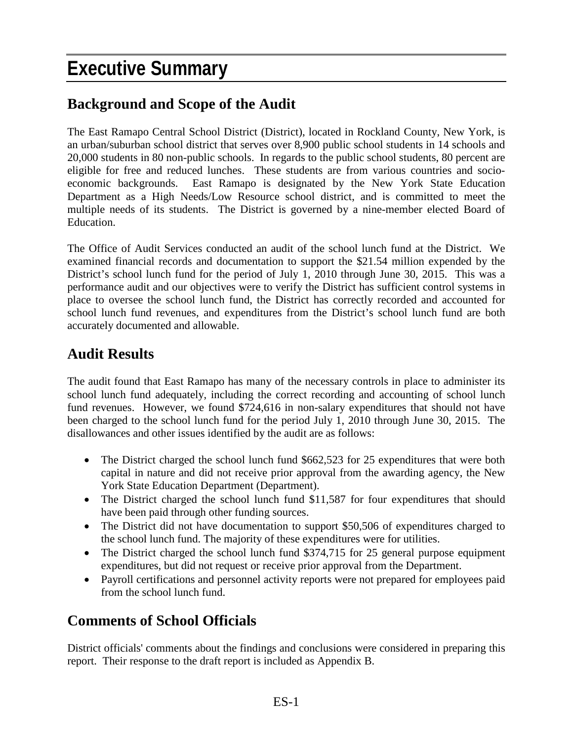# Executive Summary

## Background and Scope of the Audit

The East Ramapo Central School District (District), located in Rockland County, New York, is an urban/suburban school district that serves over 8,900 public school students in 14 schools and 20,000 students in 80 non-public schools. In regards to the public school students, 80 percent are eligible for free and reduced lunches. These students are from various countries and socio-economic backgrounds. East Ramapo is designated by the New York State Education Department as a High Needs/Low Resource school district, and is committed to meet the multiple needs of its students. The District is governed by a nine-member elected Board of Education.

The Office of Audit Services conducted an audit of the school lunch fund at the District. We examined financial records and documentation to support the $21.54 million expended by the District's school lunch fund for the period of July 1, 2010 through June 30, 2015. This was a performance audit and our objectives were to verify the District has sufficient control systems in place to oversee the school lunch fund, the District has correctly recorded and accounted for school lunch fund revenues, and expenditures from the District's school lunch fund are both accurately documented and allowable.

## Audit Results

The audit found that East Ramapo has many of the necessary controls in place to administer its school lunch fund adequately, including the correct recording and accounting of school lunch fund revenues. However, we found $724,616 in non-salary expenditures that should not have been charged to the school lunch fund for the period July 1, 2010 through June 30, 2015. The disallowances and other issues identified by the audit are as follows:

- The District charged the school lunch fund $662,523 for 25 expenditures that were both capital in nature and did not receive prior approval from the awarding agency, the New York State Education Department (Department).
- The District charged the school lunch fund $11,587 for four expenditures that should have been paid through other funding sources.
- The District did not have documentation to support $50,506 of expenditures charged to the school lunch fund. The majority of these expenditures were for utilities.
- The District charged the school lunch fund $374,715 for 25 general purpose equipment expenditures, but did not request or receive prior approval from the Department.
- Payroll certifications and personnel activity reports were not prepared for employees paid from the school lunch fund.

## Comments of School Officials

District officials' comments about the findings and conclusions were considered in preparing this report. Their response to the draft report is included as Appendix B.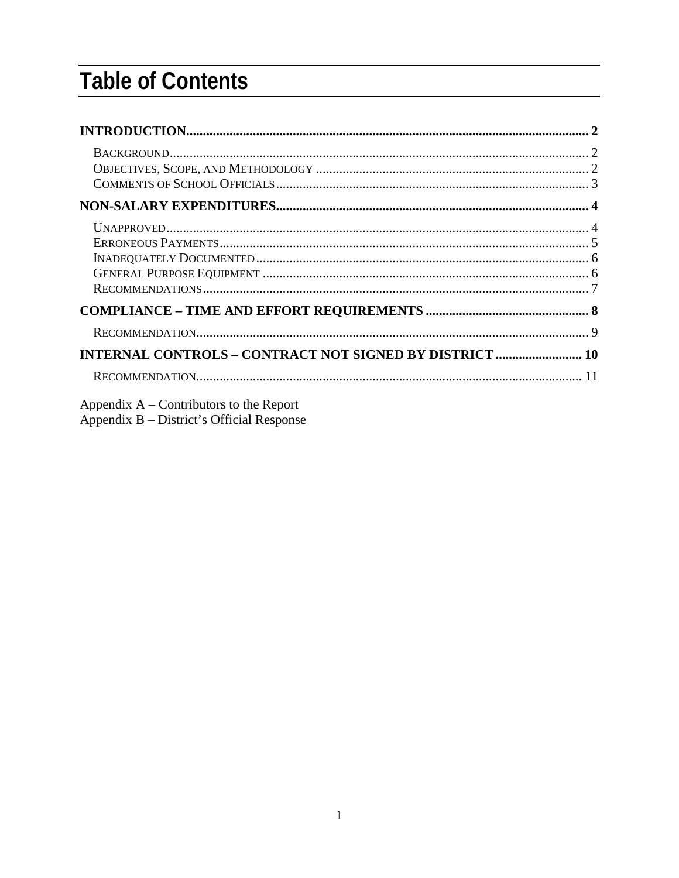# Table of Contents

**INTRODUCTION** .......... **2**

- BACKGROUND .......... 2
- OBJECTIVES, SCOPE, AND METHODOLOGY .......... 2
- COMMENTS OF SCHOOL OFFICIALS .......... 3

**NON-SALARY EXPENDITURES** .......... **4**

- UNAPPROVED .......... 4
- ERRONEOUS PAYMENTS .......... 5
- INADEQUATELY DOCUMENTED .......... 6
- GENERAL PURPOSE EQUIPMENT .......... 6
- RECOMMENDATIONS .......... 7

**COMPLIANCE – TIME AND EFFORT REQUIREMENTS** .......... **8**

- RECOMMENDATION .......... 9

**INTERNAL CONTROLS – CONTRACT NOT SIGNED BY DISTRICT** .......... **10**

- RECOMMENDATION .......... 11

Appendix A – Contributors to the Report
Appendix B – District's Official Response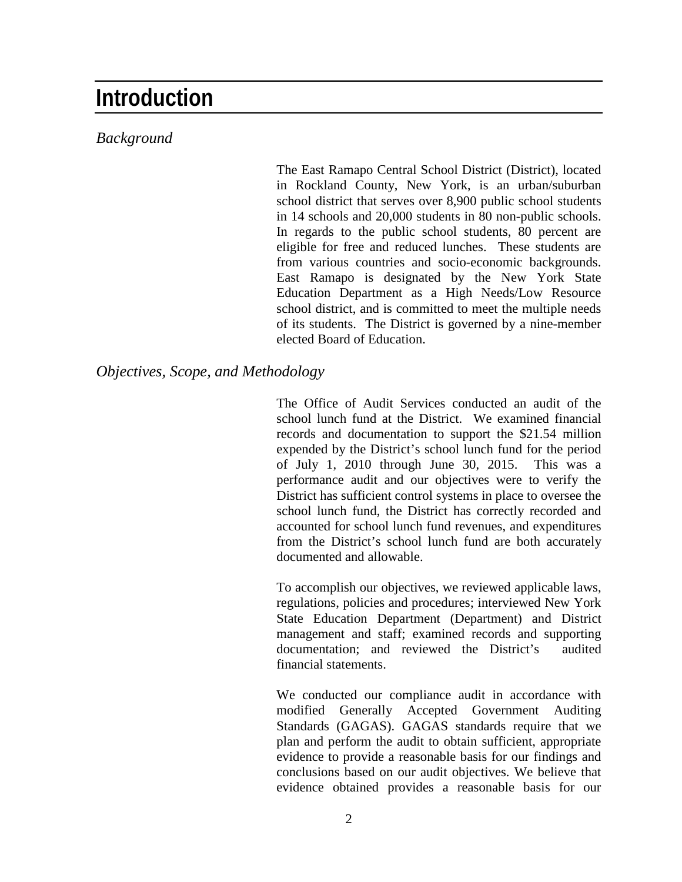# Introduction

## *Background*

The East Ramapo Central School District (District), located in Rockland County, New York, is an urban/suburban school district that serves over 8,900 public school students in 14 schools and 20,000 students in 80 non-public schools. In regards to the public school students, 80 percent are eligible for free and reduced lunches. These students are from various countries and socio-economic backgrounds. East Ramapo is designated by the New York State Education Department as a High Needs/Low Resource school district, and is committed to meet the multiple needs of its students. The District is governed by a nine-member elected Board of Education.

## *Objectives, Scope, and Methodology*

The Office of Audit Services conducted an audit of the school lunch fund at the District. We examined financial records and documentation to support the $21.54 million expended by the District's school lunch fund for the period of July 1, 2010 through June 30, 2015. This was a performance audit and our objectives were to verify the District has sufficient control systems in place to oversee the school lunch fund, the District has correctly recorded and accounted for school lunch fund revenues, and expenditures from the District's school lunch fund are both accurately documented and allowable.

To accomplish our objectives, we reviewed applicable laws, regulations, policies and procedures; interviewed New York State Education Department (Department) and District management and staff; examined records and supporting documentation; and reviewed the District's audited financial statements.

We conducted our compliance audit in accordance with modified Generally Accepted Government Auditing Standards (GAGAS). GAGAS standards require that we plan and perform the audit to obtain sufficient, appropriate evidence to provide a reasonable basis for our findings and conclusions based on our audit objectives. We believe that evidence obtained provides a reasonable basis for our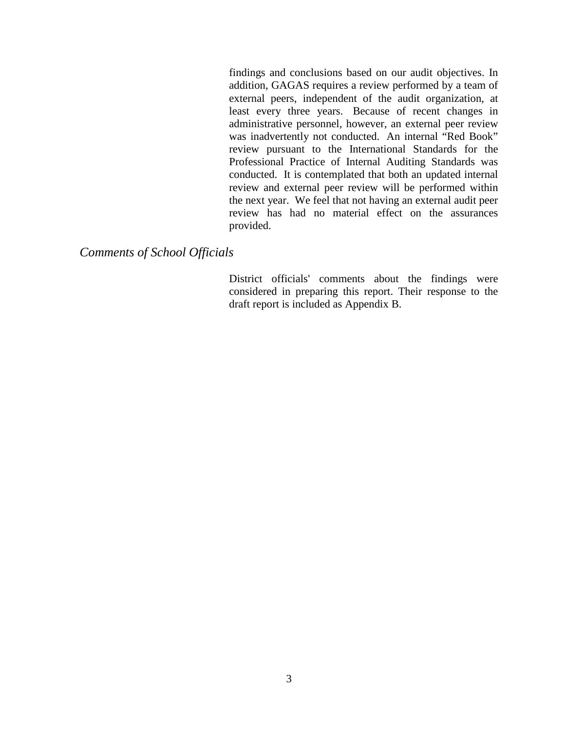findings and conclusions based on our audit objectives. In addition, GAGAS requires a review performed by a team of external peers, independent of the audit organization, at least every three years. Because of recent changes in administrative personnel, however, an external peer review was inadvertently not conducted. An internal "Red Book" review pursuant to the International Standards for the Professional Practice of Internal Auditing Standards was conducted. It is contemplated that both an updated internal review and external peer review will be performed within the next year. We feel that not having an external audit peer review has had no material effect on the assurances provided.

### *Comments of School Officials*

District officials' comments about the findings were considered in preparing this report. Their response to the draft report is included as Appendix B.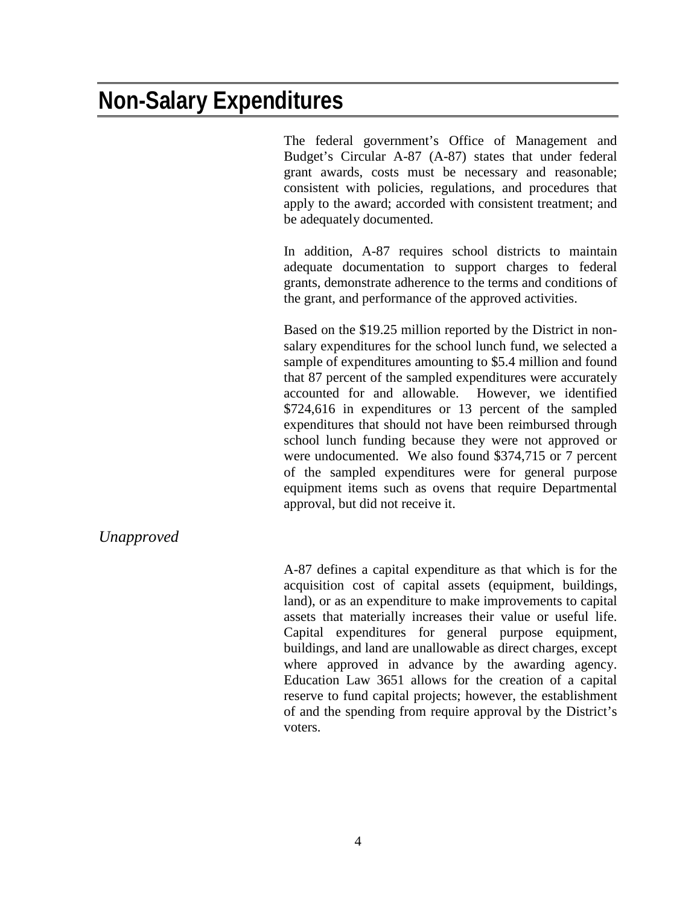# Non-Salary Expenditures

The federal government's Office of Management and Budget's Circular A-87 (A-87) states that under federal grant awards, costs must be necessary and reasonable; consistent with policies, regulations, and procedures that apply to the award; accorded with consistent treatment; and be adequately documented.

In addition, A-87 requires school districts to maintain adequate documentation to support charges to federal grants, demonstrate adherence to the terms and conditions of the grant, and performance of the approved activities.

Based on the $19.25 million reported by the District in non-salary expenditures for the school lunch fund, we selected a sample of expenditures amounting to $5.4 million and found that 87 percent of the sampled expenditures were accurately accounted for and allowable. However, we identified $724,616 in expenditures or 13 percent of the sampled expenditures that should not have been reimbursed through school lunch funding because they were not approved or were undocumented. We also found $374,715 or 7 percent of the sampled expenditures were for general purpose equipment items such as ovens that require Departmental approval, but did not receive it.

## *Unapproved*

A-87 defines a capital expenditure as that which is for the acquisition cost of capital assets (equipment, buildings, land), or as an expenditure to make improvements to capital assets that materially increases their value or useful life. Capital expenditures for general purpose equipment, buildings, and land are unallowable as direct charges, except where approved in advance by the awarding agency. Education Law 3651 allows for the creation of a capital reserve to fund capital projects; however, the establishment of and the spending from require approval by the District's voters.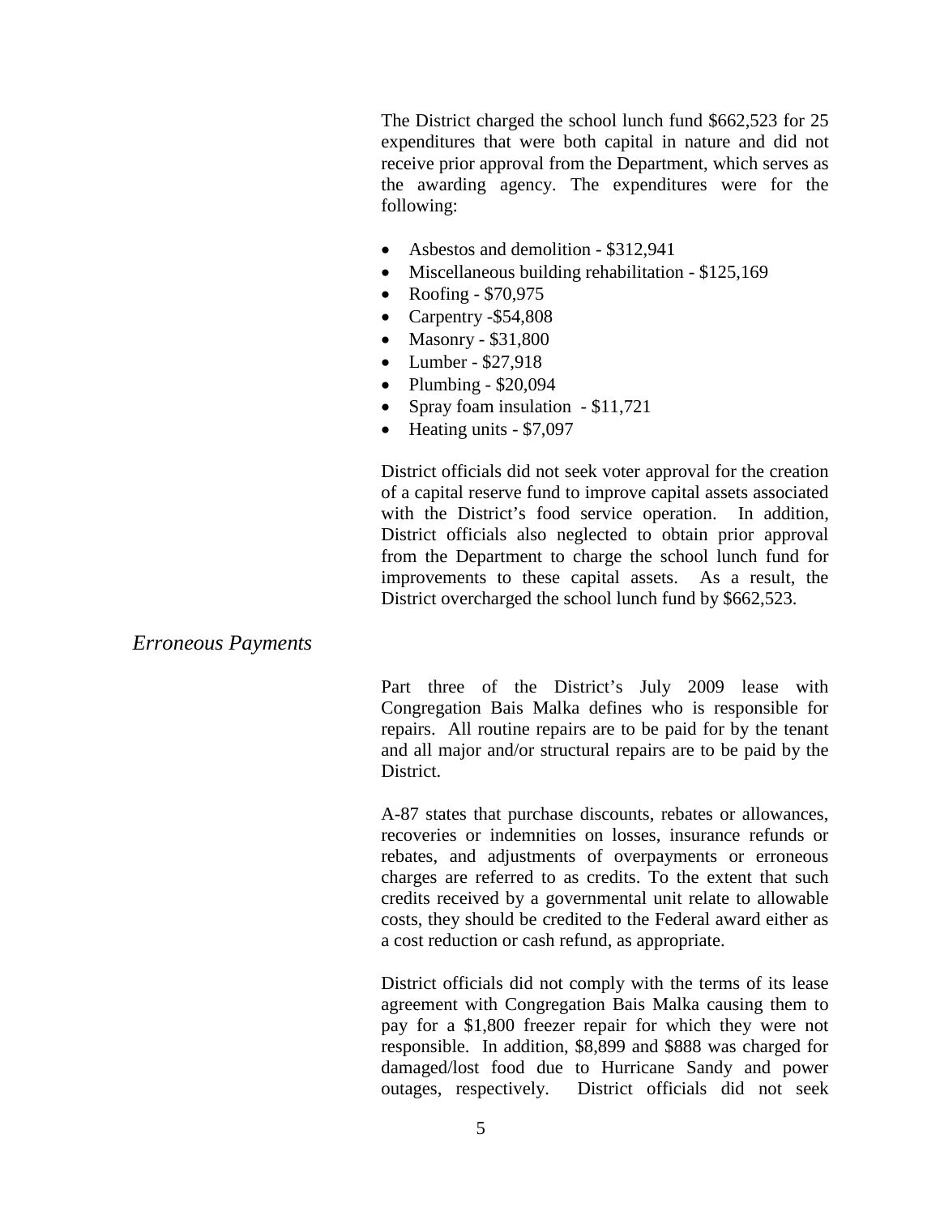The District charged the school lunch fund $662,523 for 25 expenditures that were both capital in nature and did not receive prior approval from the Department, which serves as the awarding agency. The expenditures were for the following:

- Asbestos and demolition - $312,941
- Miscellaneous building rehabilitation - $125,169
- Roofing - $70,975
- Carpentry -$54,808
- Masonry - $31,800
- Lumber - $27,918
- Plumbing - $20,094
- Spray foam insulation - $11,721
- Heating units - $7,097

District officials did not seek voter approval for the creation of a capital reserve fund to improve capital assets associated with the District's food service operation. In addition, District officials also neglected to obtain prior approval from the Department to charge the school lunch fund for improvements to these capital assets. As a result, the District overcharged the school lunch fund by $662,523.

*Erroneous Payments*

Part three of the District's July 2009 lease with Congregation Bais Malka defines who is responsible for repairs. All routine repairs are to be paid for by the tenant and all major and/or structural repairs are to be paid by the District.

A-87 states that purchase discounts, rebates or allowances, recoveries or indemnities on losses, insurance refunds or rebates, and adjustments of overpayments or erroneous charges are referred to as credits. To the extent that such credits received by a governmental unit relate to allowable costs, they should be credited to the Federal award either as a cost reduction or cash refund, as appropriate.

District officials did not comply with the terms of its lease agreement with Congregation Bais Malka causing them to pay for a $1,800 freezer repair for which they were not responsible. In addition, $8,899 and $888 was charged for damaged/lost food due to Hurricane Sandy and power outages, respectively. District officials did not seek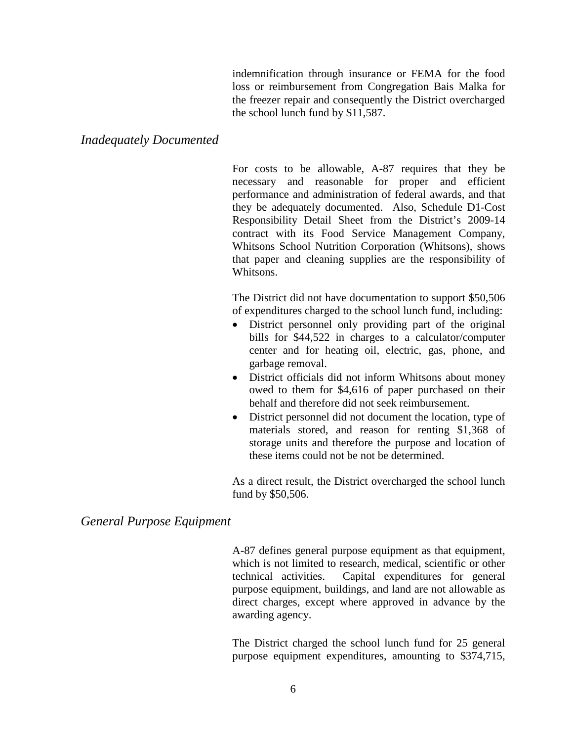indemnification through insurance or FEMA for the food loss or reimbursement from Congregation Bais Malka for the freezer repair and consequently the District overcharged the school lunch fund by $11,587.

### *Inadequately Documented*

For costs to be allowable, A-87 requires that they be necessary and reasonable for proper and efficient performance and administration of federal awards, and that they be adequately documented. Also, Schedule D1-Cost Responsibility Detail Sheet from the District's 2009-14 contract with its Food Service Management Company, Whitsons School Nutrition Corporation (Whitsons), shows that paper and cleaning supplies are the responsibility of Whitsons.

The District did not have documentation to support $50,506 of expenditures charged to the school lunch fund, including:

- District personnel only providing part of the original bills for $44,522 in charges to a calculator/computer center and for heating oil, electric, gas, phone, and garbage removal.
- District officials did not inform Whitsons about money owed to them for $4,616 of paper purchased on their behalf and therefore did not seek reimbursement.
- District personnel did not document the location, type of materials stored, and reason for renting $1,368 of storage units and therefore the purpose and location of these items could not be not be determined.

As a direct result, the District overcharged the school lunch fund by $50,506.

### *General Purpose Equipment*

A-87 defines general purpose equipment as that equipment, which is not limited to research, medical, scientific or other technical activities. Capital expenditures for general purpose equipment, buildings, and land are not allowable as direct charges, except where approved in advance by the awarding agency.

The District charged the school lunch fund for 25 general purpose equipment expenditures, amounting to $374,715,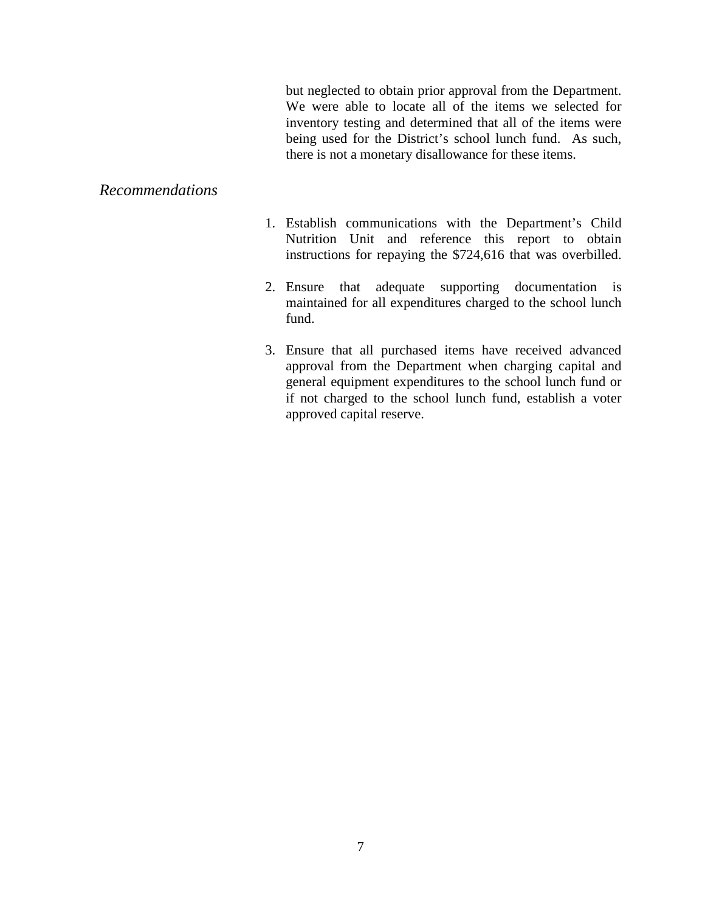but neglected to obtain prior approval from the Department. We were able to locate all of the items we selected for inventory testing and determined that all of the items were being used for the District's school lunch fund. As such, there is not a monetary disallowance for these items.

*Recommendations*

1. Establish communications with the Department's Child Nutrition Unit and reference this report to obtain instructions for repaying the $724,616 that was overbilled.

2. Ensure that adequate supporting documentation is maintained for all expenditures charged to the school lunch fund.

3. Ensure that all purchased items have received advanced approval from the Department when charging capital and general equipment expenditures to the school lunch fund or if not charged to the school lunch fund, establish a voter approved capital reserve.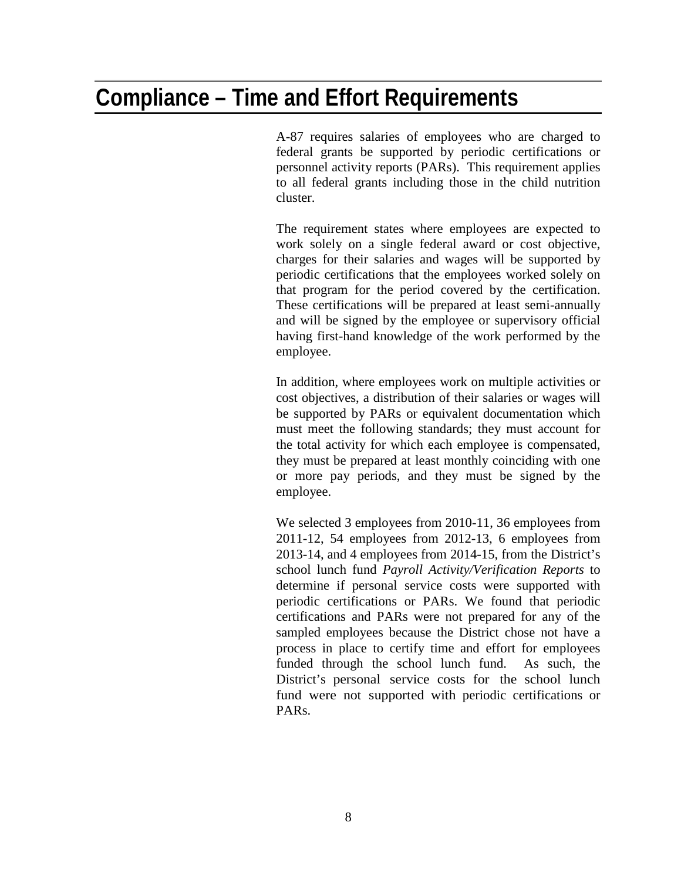# Compliance – Time and Effort Requirements

A-87 requires salaries of employees who are charged to federal grants be supported by periodic certifications or personnel activity reports (PARs). This requirement applies to all federal grants including those in the child nutrition cluster.

The requirement states where employees are expected to work solely on a single federal award or cost objective, charges for their salaries and wages will be supported by periodic certifications that the employees worked solely on that program for the period covered by the certification. These certifications will be prepared at least semi-annually and will be signed by the employee or supervisory official having first-hand knowledge of the work performed by the employee.

In addition, where employees work on multiple activities or cost objectives, a distribution of their salaries or wages will be supported by PARs or equivalent documentation which must meet the following standards; they must account for the total activity for which each employee is compensated, they must be prepared at least monthly coinciding with one or more pay periods, and they must be signed by the employee.

We selected 3 employees from 2010-11, 36 employees from 2011-12, 54 employees from 2012-13, 6 employees from 2013-14, and 4 employees from 2014-15, from the District's school lunch fund *Payroll Activity/Verification Reports* to determine if personal service costs were supported with periodic certifications or PARs. We found that periodic certifications and PARs were not prepared for any of the sampled employees because the District chose not have a process in place to certify time and effort for employees funded through the school lunch fund. As such, the District's personal service costs for the school lunch fund were not supported with periodic certifications or PARs.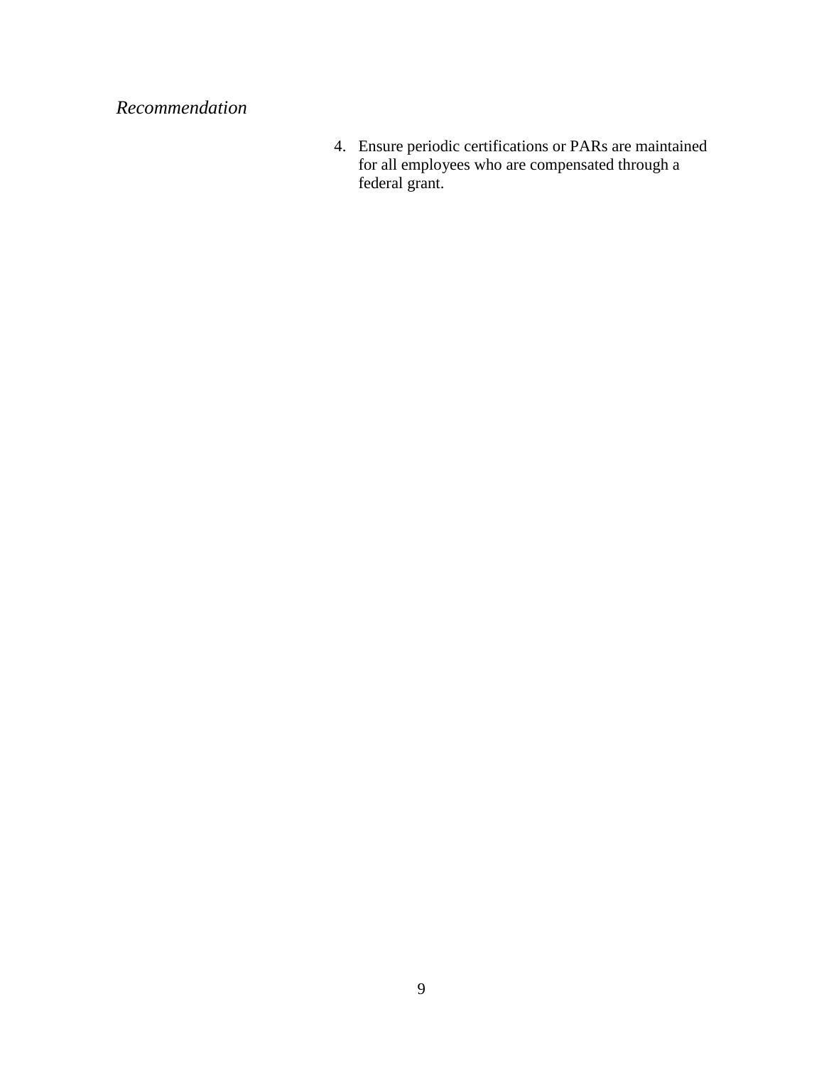*Recommendation*

4. Ensure periodic certifications or PARs are maintained for all employees who are compensated through a federal grant.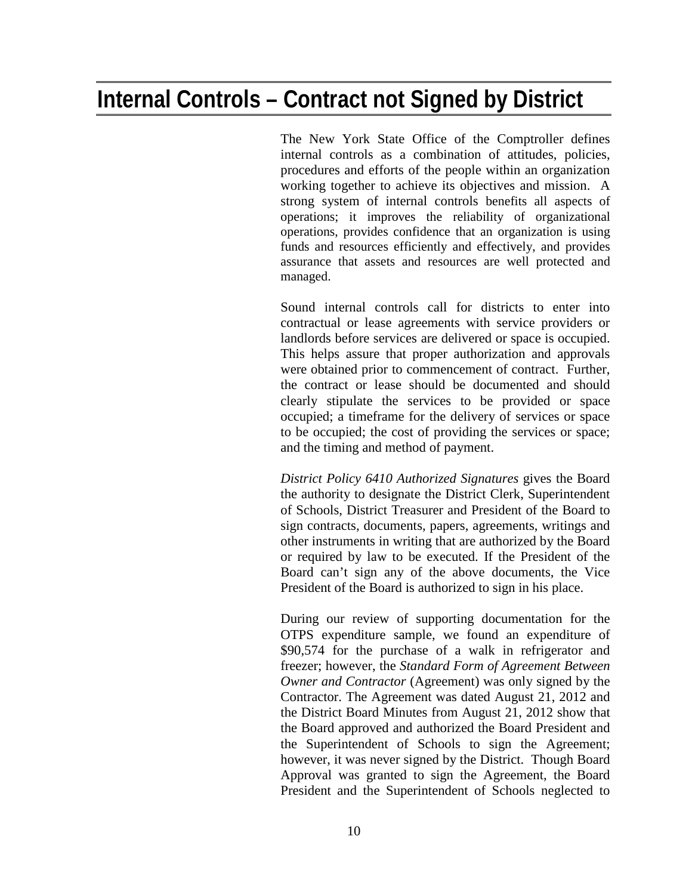# Internal Controls – Contract not Signed by District

The New York State Office of the Comptroller defines internal controls as a combination of attitudes, policies, procedures and efforts of the people within an organization working together to achieve its objectives and mission. A strong system of internal controls benefits all aspects of operations; it improves the reliability of organizational operations, provides confidence that an organization is using funds and resources efficiently and effectively, and provides assurance that assets and resources are well protected and managed.

Sound internal controls call for districts to enter into contractual or lease agreements with service providers or landlords before services are delivered or space is occupied. This helps assure that proper authorization and approvals were obtained prior to commencement of contract. Further, the contract or lease should be documented and should clearly stipulate the services to be provided or space occupied; a timeframe for the delivery of services or space to be occupied; the cost of providing the services or space; and the timing and method of payment.

*District Policy 6410 Authorized Signatures* gives the Board the authority to designate the District Clerk, Superintendent of Schools, District Treasurer and President of the Board to sign contracts, documents, papers, agreements, writings and other instruments in writing that are authorized by the Board or required by law to be executed. If the President of the Board can't sign any of the above documents, the Vice President of the Board is authorized to sign in his place.

During our review of supporting documentation for the OTPS expenditure sample, we found an expenditure of $90,574 for the purchase of a walk in refrigerator and freezer; however, the *Standard Form of Agreement Between Owner and Contractor* (Agreement) was only signed by the Contractor. The Agreement was dated August 21, 2012 and the District Board Minutes from August 21, 2012 show that the Board approved and authorized the Board President and the Superintendent of Schools to sign the Agreement; however, it was never signed by the District. Though Board Approval was granted to sign the Agreement, the Board President and the Superintendent of Schools neglected to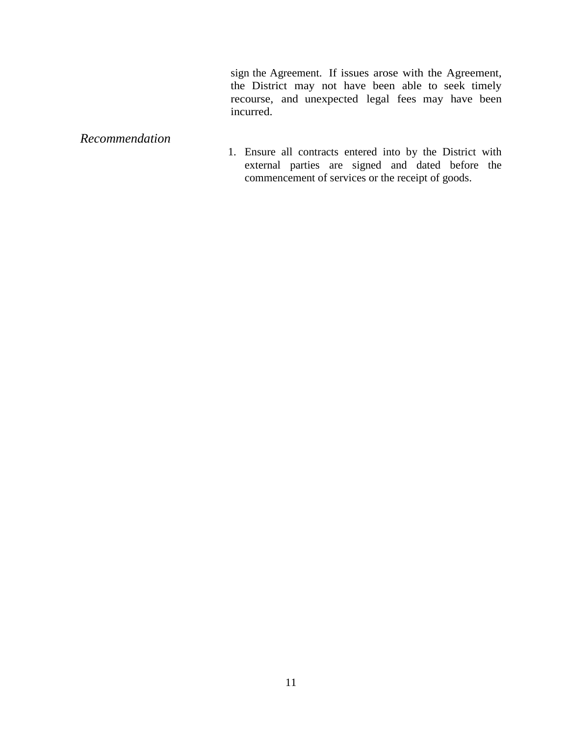sign the Agreement. If issues arose with the Agreement, the District may not have been able to seek timely recourse, and unexpected legal fees may have been incurred.

*Recommendation*

1. Ensure all contracts entered into by the District with external parties are signed and dated before the commencement of services or the receipt of goods.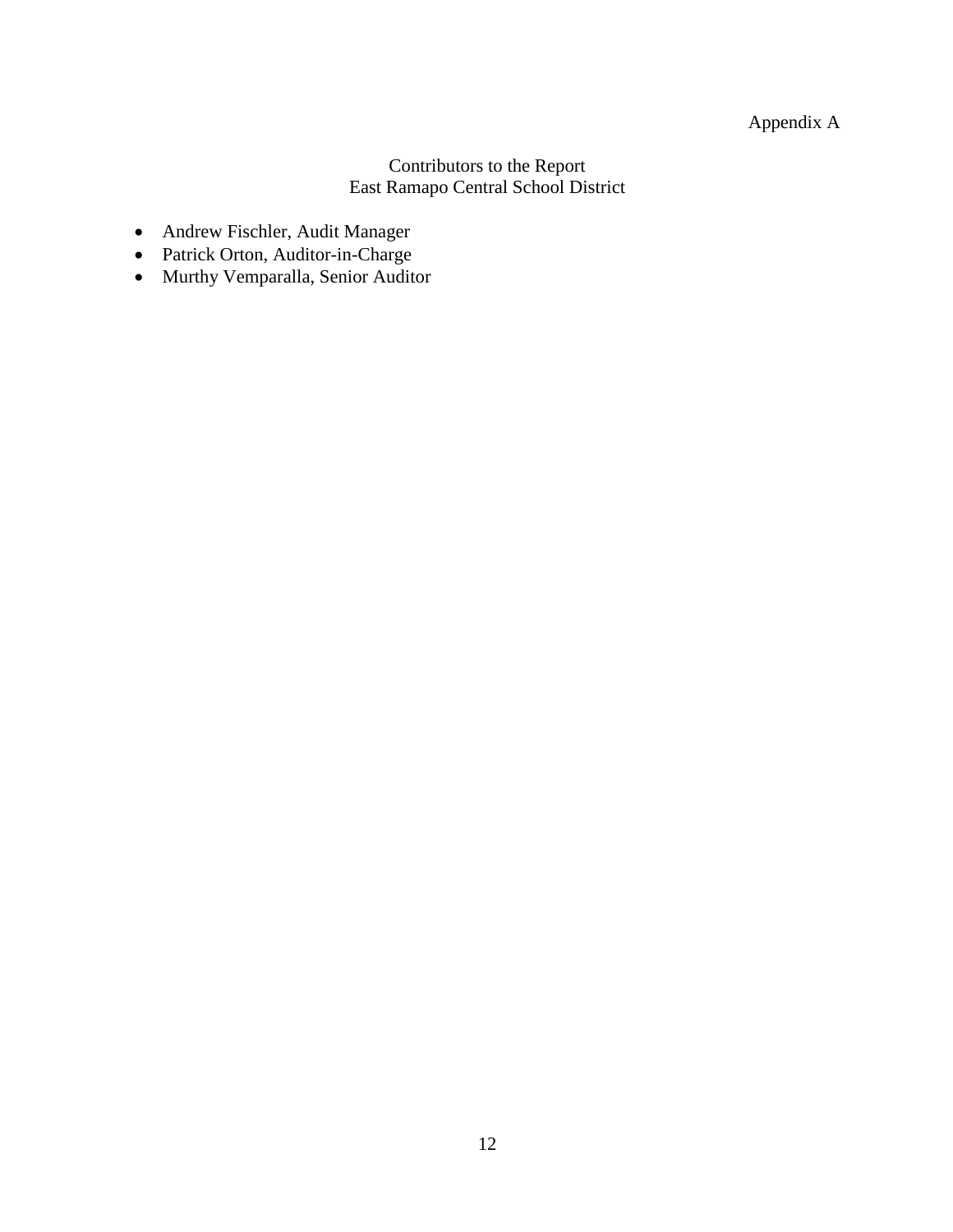Appendix A

## Contributors to the Report
## East Ramapo Central School District

- Andrew Fischler, Audit Manager
- Patrick Orton, Auditor-in-Charge
- Murthy Vemparalla, Senior Auditor